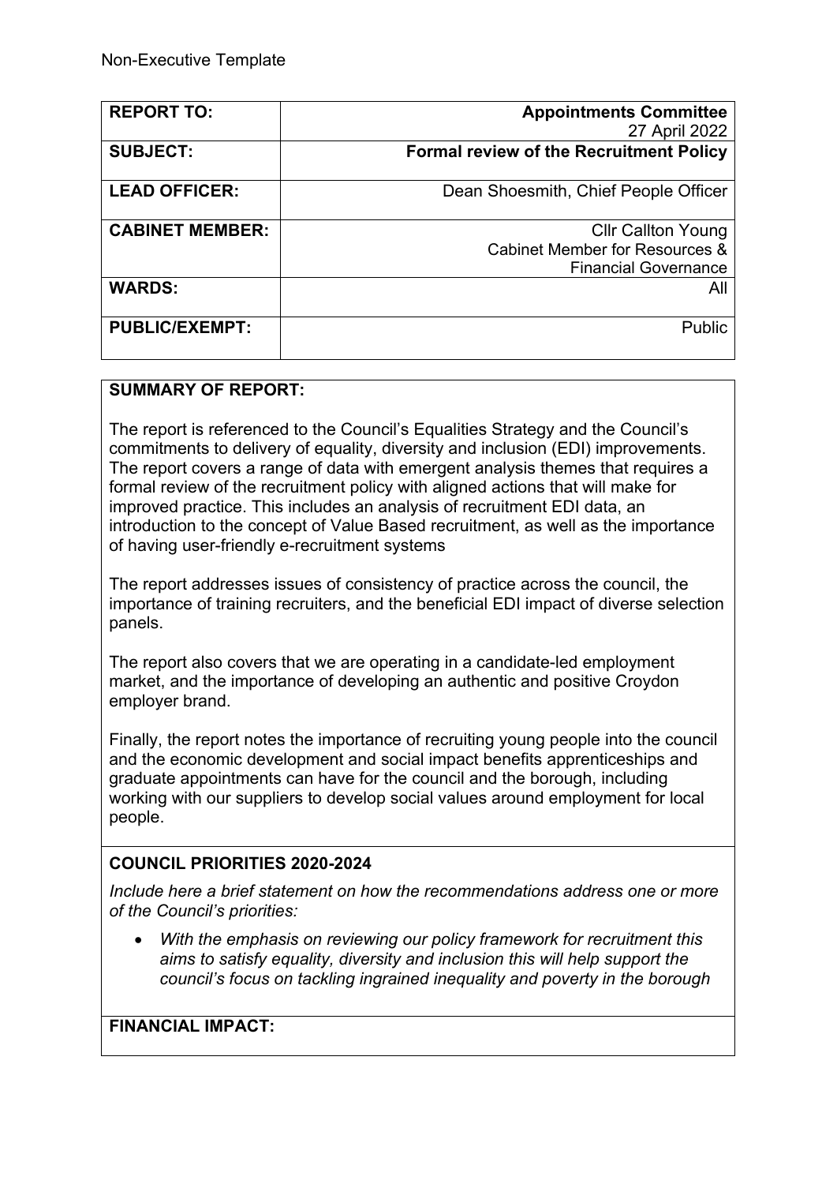Non-Executive Template

| REPORT TO: | Appointments Committee<br>27 April 2022 |
| --- | --- |
| SUBJECT: | Formal review of the Recruitment Policy |
| LEAD OFFICER: | Dean Shoesmith, Chief People Officer |
| CABINET MEMBER: | Cllr Callton Young<br>Cabinet Member for Resources & Financial Governance |
| WARDS: | All |
| PUBLIC/EXEMPT: | Public |

**SUMMARY OF REPORT:**

The report is referenced to the Council's Equalities Strategy and the Council's commitments to delivery of equality, diversity and inclusion (EDI) improvements. The report covers a range of data with emergent analysis themes that requires a formal review of the recruitment policy with aligned actions that will make for improved practice. This includes an analysis of recruitment EDI data, an introduction to the concept of Value Based recruitment, as well as the importance of having user-friendly e-recruitment systems

The report addresses issues of consistency of practice across the council, the importance of training recruiters, and the beneficial EDI impact of diverse selection panels.

The report also covers that we are operating in a candidate-led employment market, and the importance of developing an authentic and positive Croydon employer brand.

Finally, the report notes the importance of recruiting young people into the council and the economic development and social impact benefits apprenticeships and graduate appointments can have for the council and the borough, including working with our suppliers to develop social values around employment for local people.

**COUNCIL PRIORITIES 2020-2024**

*Include here a brief statement on how the recommendations address one or more of the Council's priorities:*

- *With the emphasis on reviewing our policy framework for recruitment this aims to satisfy equality, diversity and inclusion this will help support the council's focus on tackling ingrained inequality and poverty in the borough*

**FINANCIAL IMPACT:**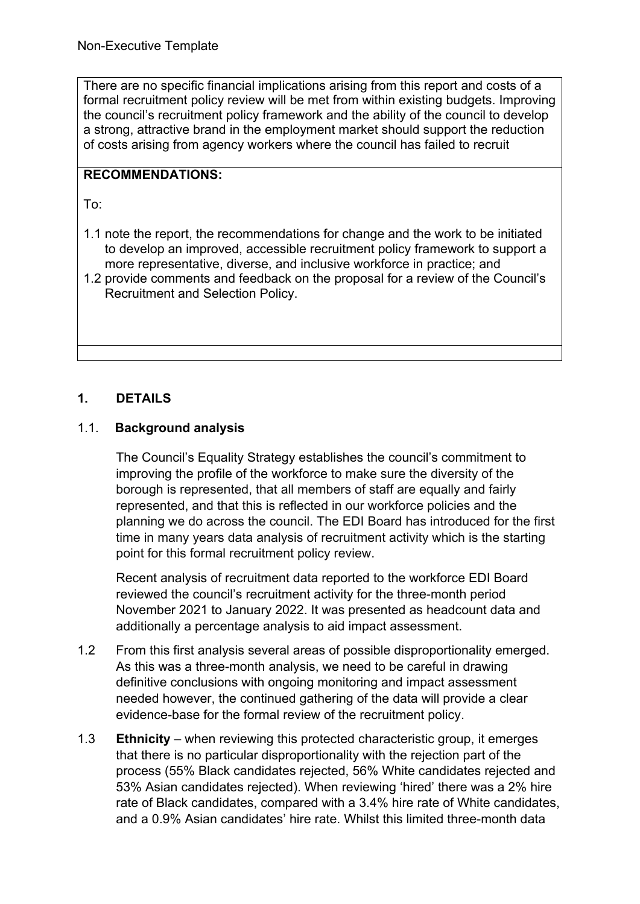There are no specific financial implications arising from this report and costs of a formal recruitment policy review will be met from within existing budgets. Improving the council's recruitment policy framework and the ability of the council to develop a strong, attractive brand in the employment market should support the reduction of costs arising from agency workers where the council has failed to recruit

**RECOMMENDATIONS:**

To:

1.1 note the report, the recommendations for change and the work to be initiated to develop an improved, accessible recruitment policy framework to support a more representative, diverse, and inclusive workforce in practice; and

1.2 provide comments and feedback on the proposal for a review of the Council's Recruitment and Selection Policy.

## 1. DETAILS

### 1.1. Background analysis

The Council's Equality Strategy establishes the council's commitment to improving the profile of the workforce to make sure the diversity of the borough is represented, that all members of staff are equally and fairly represented, and that this is reflected in our workforce policies and the planning we do across the council. The EDI Board has introduced for the first time in many years data analysis of recruitment activity which is the starting point for this formal recruitment policy review.

Recent analysis of recruitment data reported to the workforce EDI Board reviewed the council's recruitment activity for the three-month period November 2021 to January 2022. It was presented as headcount data and additionally a percentage analysis to aid impact assessment.

1.2 From this first analysis several areas of possible disproportionality emerged. As this was a three-month analysis, we need to be careful in drawing definitive conclusions with ongoing monitoring and impact assessment needed however, the continued gathering of the data will provide a clear evidence-base for the formal review of the recruitment policy.

1.3 **Ethnicity** – when reviewing this protected characteristic group, it emerges that there is no particular disproportionality with the rejection part of the process (55% Black candidates rejected, 56% White candidates rejected and 53% Asian candidates rejected). When reviewing 'hired' there was a 2% hire rate of Black candidates, compared with a 3.4% hire rate of White candidates, and a 0.9% Asian candidates' hire rate. Whilst this limited three-month data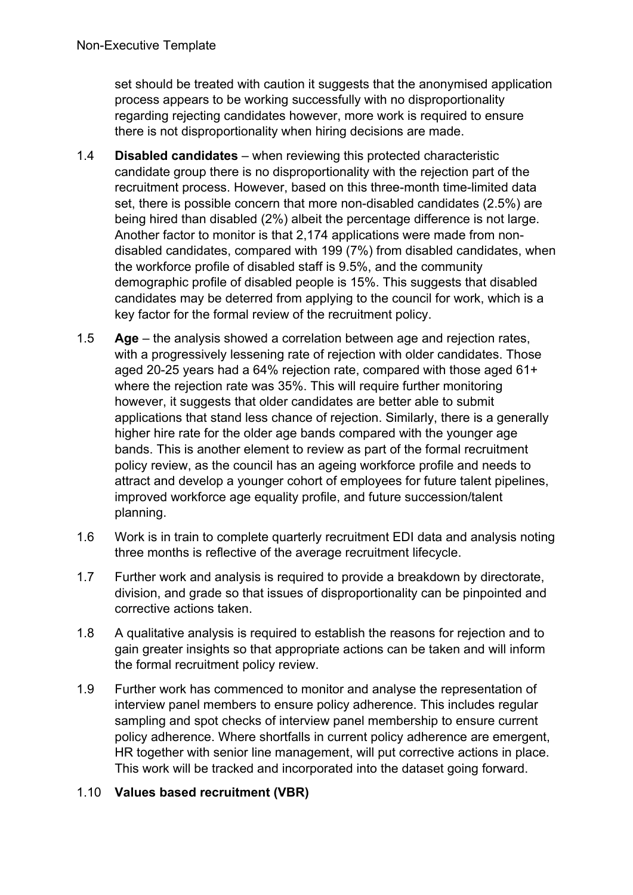set should be treated with caution it suggests that the anonymised application process appears to be working successfully with no disproportionality regarding rejecting candidates however, more work is required to ensure there is not disproportionality when hiring decisions are made.

1.4 **Disabled candidates** – when reviewing this protected characteristic candidate group there is no disproportionality with the rejection part of the recruitment process. However, based on this three-month time-limited data set, there is possible concern that more non-disabled candidates (2.5%) are being hired than disabled (2%) albeit the percentage difference is not large. Another factor to monitor is that 2,174 applications were made from non-disabled candidates, compared with 199 (7%) from disabled candidates, when the workforce profile of disabled staff is 9.5%, and the community demographic profile of disabled people is 15%. This suggests that disabled candidates may be deterred from applying to the council for work, which is a key factor for the formal review of the recruitment policy.

1.5 **Age** – the analysis showed a correlation between age and rejection rates, with a progressively lessening rate of rejection with older candidates. Those aged 20-25 years had a 64% rejection rate, compared with those aged 61+ where the rejection rate was 35%. This will require further monitoring however, it suggests that older candidates are better able to submit applications that stand less chance of rejection. Similarly, there is a generally higher hire rate for the older age bands compared with the younger age bands. This is another element to review as part of the formal recruitment policy review, as the council has an ageing workforce profile and needs to attract and develop a younger cohort of employees for future talent pipelines, improved workforce age equality profile, and future succession/talent planning.

1.6 Work is in train to complete quarterly recruitment EDI data and analysis noting three months is reflective of the average recruitment lifecycle.

1.7 Further work and analysis is required to provide a breakdown by directorate, division, and grade so that issues of disproportionality can be pinpointed and corrective actions taken.

1.8 A qualitative analysis is required to establish the reasons for rejection and to gain greater insights so that appropriate actions can be taken and will inform the formal recruitment policy review.

1.9 Further work has commenced to monitor and analyse the representation of interview panel members to ensure policy adherence. This includes regular sampling and spot checks of interview panel membership to ensure current policy adherence. Where shortfalls in current policy adherence are emergent, HR together with senior line management, will put corrective actions in place. This work will be tracked and incorporated into the dataset going forward.

1.10 **Values based recruitment (VBR)**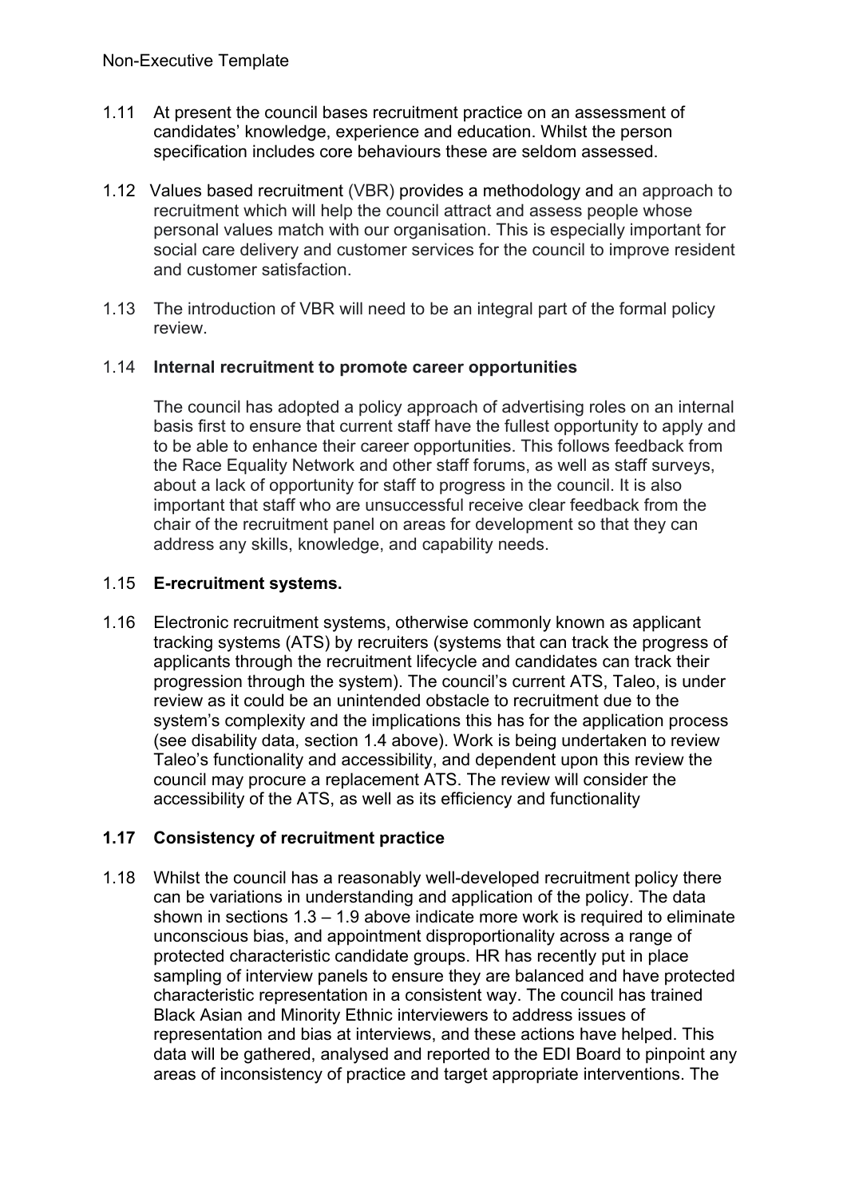1.11 At present the council bases recruitment practice on an assessment of candidates' knowledge, experience and education. Whilst the person specification includes core behaviours these are seldom assessed.

1.12 Values based recruitment (VBR) provides a methodology and an approach to recruitment which will help the council attract and assess people whose personal values match with our organisation. This is especially important for social care delivery and customer services for the council to improve resident and customer satisfaction.

1.13 The introduction of VBR will need to be an integral part of the formal policy review.

1.14 **Internal recruitment to promote career opportunities**

The council has adopted a policy approach of advertising roles on an internal basis first to ensure that current staff have the fullest opportunity to apply and to be able to enhance their career opportunities. This follows feedback from the Race Equality Network and other staff forums, as well as staff surveys, about a lack of opportunity for staff to progress in the council. It is also important that staff who are unsuccessful receive clear feedback from the chair of the recruitment panel on areas for development so that they can address any skills, knowledge, and capability needs.

1.15 **E-recruitment systems.**

1.16 Electronic recruitment systems, otherwise commonly known as applicant tracking systems (ATS) by recruiters (systems that can track the progress of applicants through the recruitment lifecycle and candidates can track their progression through the system). The council's current ATS, Taleo, is under review as it could be an unintended obstacle to recruitment due to the system's complexity and the implications this has for the application process (see disability data, section 1.4 above). Work is being undertaken to review Taleo's functionality and accessibility, and dependent upon this review the council may procure a replacement ATS. The review will consider the accessibility of the ATS, as well as its efficiency and functionality

**1.17 Consistency of recruitment practice**

1.18 Whilst the council has a reasonably well-developed recruitment policy there can be variations in understanding and application of the policy. The data shown in sections 1.3 – 1.9 above indicate more work is required to eliminate unconscious bias, and appointment disproportionality across a range of protected characteristic candidate groups. HR has recently put in place sampling of interview panels to ensure they are balanced and have protected characteristic representation in a consistent way. The council has trained Black Asian and Minority Ethnic interviewers to address issues of representation and bias at interviews, and these actions have helped. This data will be gathered, analysed and reported to the EDI Board to pinpoint any areas of inconsistency of practice and target appropriate interventions. The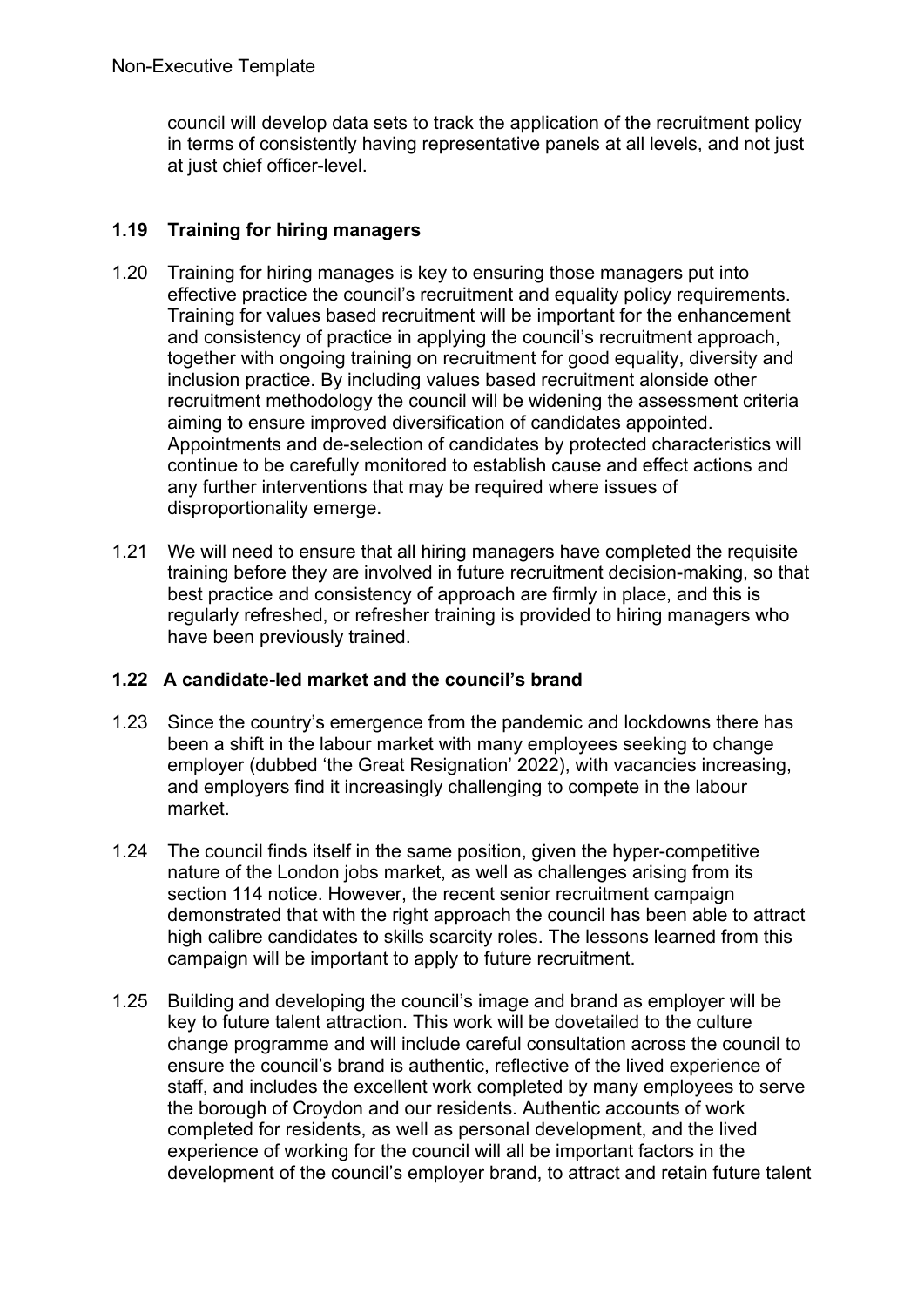council will develop data sets to track the application of the recruitment policy in terms of consistently having representative panels at all levels, and not just at just chief officer-level.

### 1.19 Training for hiring managers

1.20 Training for hiring manages is key to ensuring those managers put into effective practice the council's recruitment and equality policy requirements. Training for values based recruitment will be important for the enhancement and consistency of practice in applying the council's recruitment approach, together with ongoing training on recruitment for good equality, diversity and inclusion practice. By including values based recruitment alonside other recruitment methodology the council will be widening the assessment criteria aiming to ensure improved diversification of candidates appointed. Appointments and de-selection of candidates by protected characteristics will continue to be carefully monitored to establish cause and effect actions and any further interventions that may be required where issues of disproportionality emerge.

1.21 We will need to ensure that all hiring managers have completed the requisite training before they are involved in future recruitment decision-making, so that best practice and consistency of approach are firmly in place, and this is regularly refreshed, or refresher training is provided to hiring managers who have been previously trained.

### 1.22 A candidate-led market and the council's brand

1.23 Since the country's emergence from the pandemic and lockdowns there has been a shift in the labour market with many employees seeking to change employer (dubbed 'the Great Resignation' 2022), with vacancies increasing, and employers find it increasingly challenging to compete in the labour market.

1.24 The council finds itself in the same position, given the hyper-competitive nature of the London jobs market, as well as challenges arising from its section 114 notice. However, the recent senior recruitment campaign demonstrated that with the right approach the council has been able to attract high calibre candidates to skills scarcity roles. The lessons learned from this campaign will be important to apply to future recruitment.

1.25 Building and developing the council's image and brand as employer will be key to future talent attraction. This work will be dovetailed to the culture change programme and will include careful consultation across the council to ensure the council's brand is authentic, reflective of the lived experience of staff, and includes the excellent work completed by many employees to serve the borough of Croydon and our residents. Authentic accounts of work completed for residents, as well as personal development, and the lived experience of working for the council will all be important factors in the development of the council's employer brand, to attract and retain future talent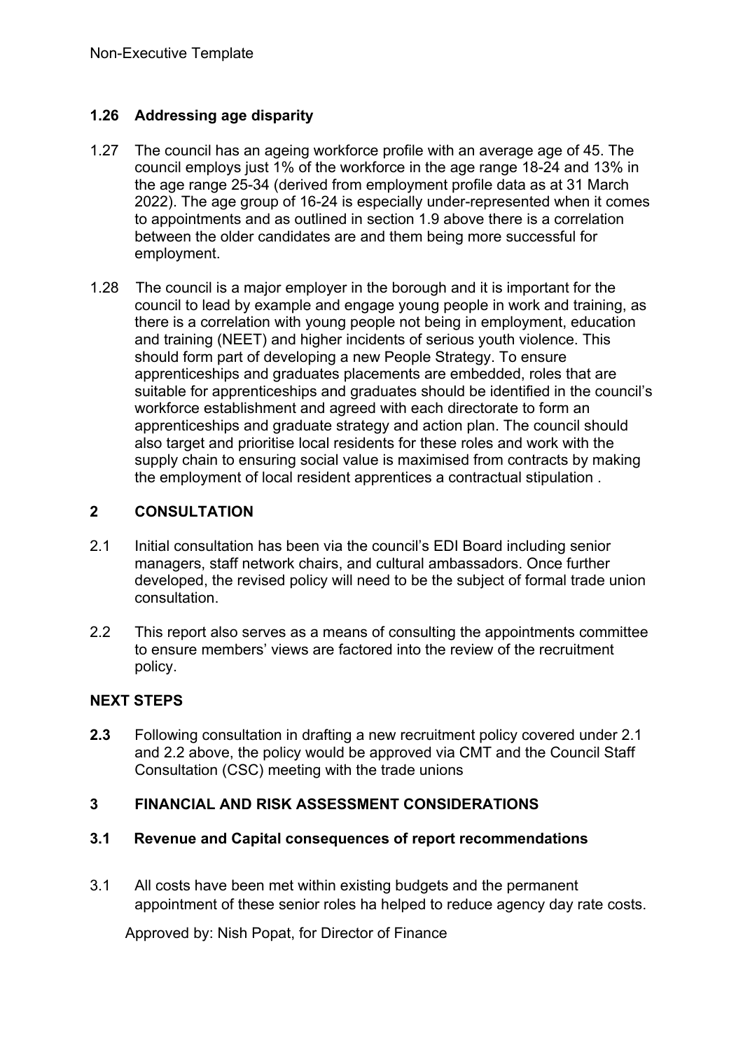### 1.26 Addressing age disparity

1.27 The council has an ageing workforce profile with an average age of 45. The council employs just 1% of the workforce in the age range 18-24 and 13% in the age range 25-34 (derived from employment profile data as at 31 March 2022). The age group of 16-24 is especially under-represented when it comes to appointments and as outlined in section 1.9 above there is a correlation between the older candidates are and them being more successful for employment.

1.28 The council is a major employer in the borough and it is important for the council to lead by example and engage young people in work and training, as there is a correlation with young people not being in employment, education and training (NEET) and higher incidents of serious youth violence. This should form part of developing a new People Strategy. To ensure apprenticeships and graduates placements are embedded, roles that are suitable for apprenticeships and graduates should be identified in the council's workforce establishment and agreed with each directorate to form an apprenticeships and graduate strategy and action plan. The council should also target and prioritise local residents for these roles and work with the supply chain to ensuring social value is maximised from contracts by making the employment of local resident apprentices a contractual stipulation .

## 2 CONSULTATION

2.1 Initial consultation has been via the council's EDI Board including senior managers, staff network chairs, and cultural ambassadors. Once further developed, the revised policy will need to be the subject of formal trade union consultation.

2.2 This report also serves as a means of consulting the appointments committee to ensure members' views are factored into the review of the recruitment policy.

## NEXT STEPS

**2.3** Following consultation in drafting a new recruitment policy covered under 2.1 and 2.2 above, the policy would be approved via CMT and the Council Staff Consultation (CSC) meeting with the trade unions

## 3 FINANCIAL AND RISK ASSESSMENT CONSIDERATIONS

### 3.1 Revenue and Capital consequences of report recommendations

3.1 All costs have been met within existing budgets and the permanent appointment of these senior roles ha helped to reduce agency day rate costs.

Approved by: Nish Popat, for Director of Finance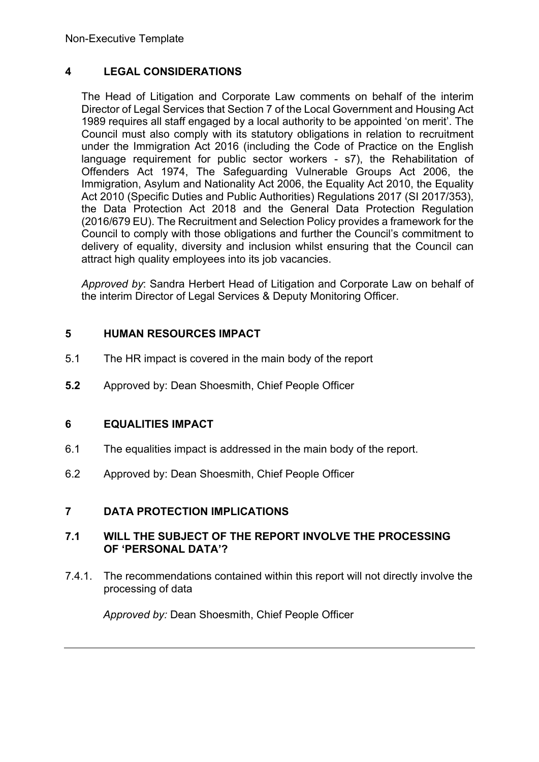## 4 LEGAL CONSIDERATIONS

The Head of Litigation and Corporate Law comments on behalf of the interim Director of Legal Services that Section 7 of the Local Government and Housing Act 1989 requires all staff engaged by a local authority to be appointed 'on merit'. The Council must also comply with its statutory obligations in relation to recruitment under the Immigration Act 2016 (including the Code of Practice on the English language requirement for public sector workers - s7), the Rehabilitation of Offenders Act 1974, The Safeguarding Vulnerable Groups Act 2006, the Immigration, Asylum and Nationality Act 2006, the Equality Act 2010, the Equality Act 2010 (Specific Duties and Public Authorities) Regulations 2017 (SI 2017/353), the Data Protection Act 2018 and the General Data Protection Regulation (2016/679 EU). The Recruitment and Selection Policy provides a framework for the Council to comply with those obligations and further the Council's commitment to delivery of equality, diversity and inclusion whilst ensuring that the Council can attract high quality employees into its job vacancies.

*Approved by*: Sandra Herbert Head of Litigation and Corporate Law on behalf of the interim Director of Legal Services & Deputy Monitoring Officer.

## 5 HUMAN RESOURCES IMPACT

5.1 The HR impact is covered in the main body of the report

**5.2** Approved by: Dean Shoesmith, Chief People Officer

## 6 EQUALITIES IMPACT

6.1 The equalities impact is addressed in the main body of the report.

6.2 Approved by: Dean Shoesmith, Chief People Officer

## 7 DATA PROTECTION IMPLICATIONS

### 7.1 WILL THE SUBJECT OF THE REPORT INVOLVE THE PROCESSING OF 'PERSONAL DATA'?

7.4.1. The recommendations contained within this report will not directly involve the processing of data

*Approved by:* Dean Shoesmith, Chief People Officer

---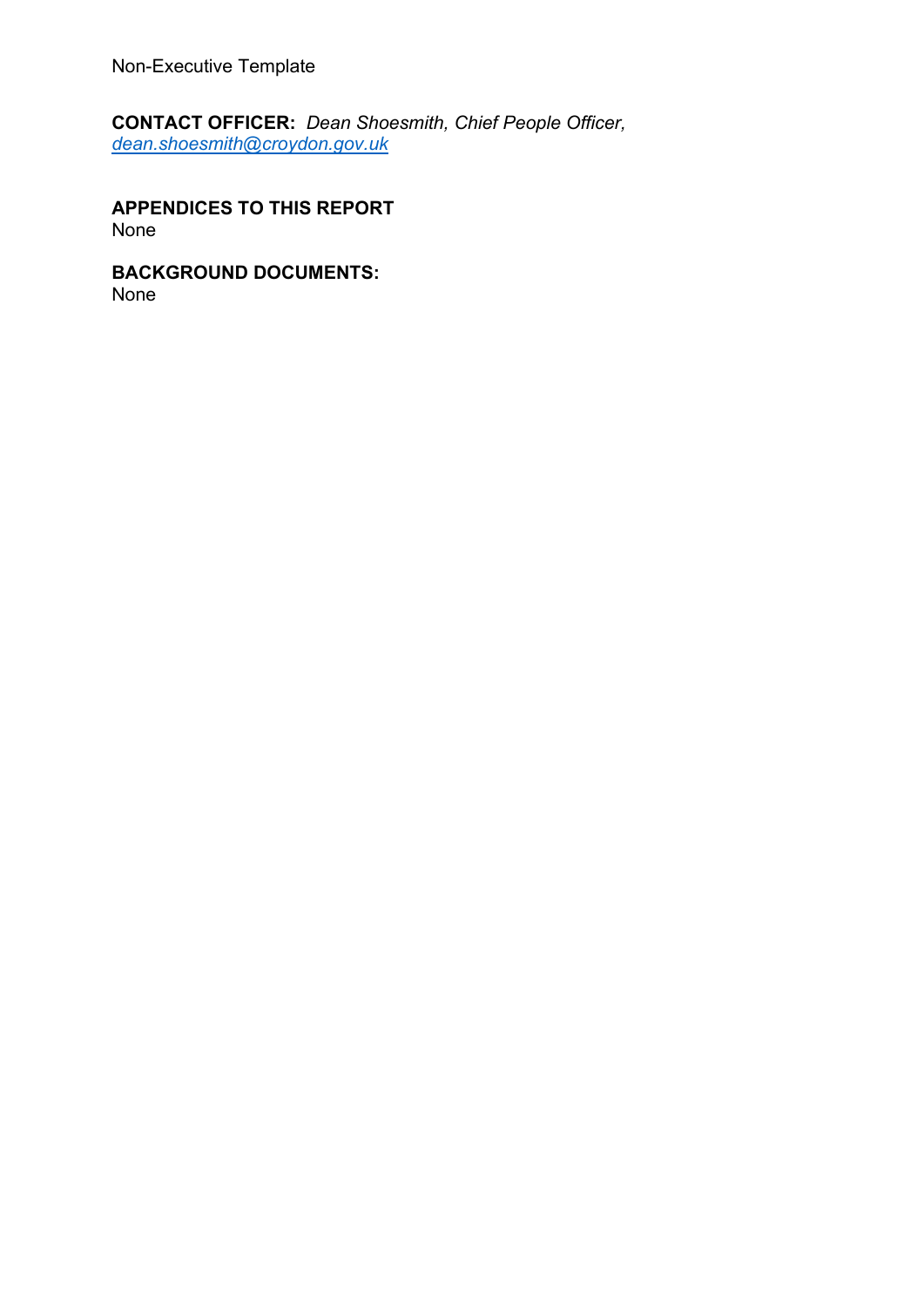Non-Executive Template

**CONTACT OFFICER:** *Dean Shoesmith, Chief People Officer, dean.shoesmith@croydon.gov.uk*

**APPENDICES TO THIS REPORT**
None

**BACKGROUND DOCUMENTS:**
None